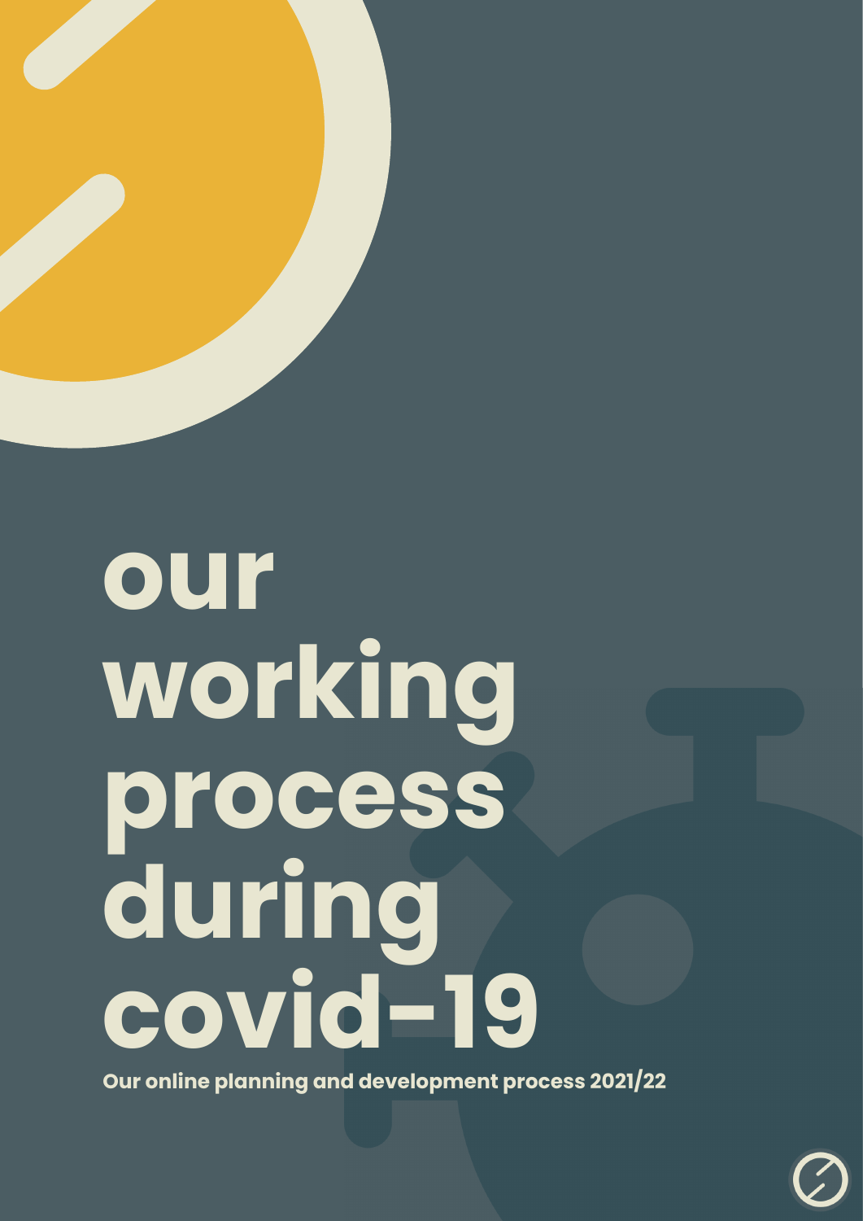# our working process during covid-19

**Our online planning and development process 2021/22**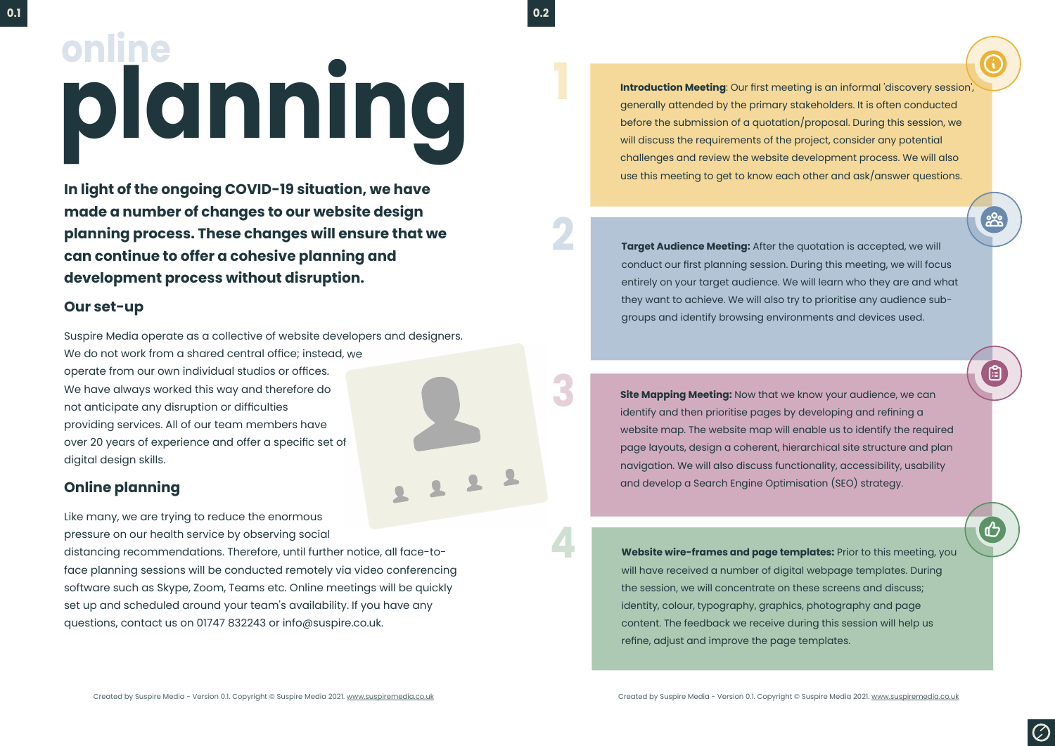# online planning

**In light of the ongoing COVID-19 situation, we have made a number of changes to our website design planning process. These changes will ensure that we can continue to offer a cohesive planning and development process without disruption.**

## Our set-up

Suspire Media operate as a collective of website developers and designers. We do not work from a shared central office; instead, we operate from our own individual studios or offices. We have always worked this way and therefore do not anticipate any disruption or difficulties providing services. All of our team members have over 20 years of experience and offer a specific set of digital design skills.

## Online planning

Like many, we are trying to reduce the enormous pressure on our health service by observing social distancing recommendations. Therefore, until further notice, all face-to-face planning sessions will be conducted remotely via video conferencing software such as Skype, Zoom, Teams etc. Online meetings will be quickly set up and scheduled around your team's availability. If you have any questions, contact us on 01747 832243 or info@suspire.co.uk.

1. **Introduction Meeting**: Our first meeting is an informal 'discovery session', generally attended by the primary stakeholders. It is often conducted before the submission of a quotation/proposal. During this session, we will discuss the requirements of the project, consider any potential challenges and review the website development process. We will also use this meeting to get to know each other and ask/answer questions.

2. **Target Audience Meeting:** After the quotation is accepted, we will conduct our first planning session. During this meeting, we will focus entirely on your target audience. We will learn who they are and what they want to achieve. We will also try to prioritise any audience sub-groups and identify browsing environments and devices used.

3. **Site Mapping Meeting:** Now that we know your audience, we can identify and then prioritise pages by developing and refining a website map. The website map will enable us to identify the required page layouts, design a coherent, hierarchical site structure and plan navigation. We will also discuss functionality, accessibility, usability and develop a Search Engine Optimisation (SEO) strategy.

4. **Website wire-frames and page templates:** Prior to this meeting, you will have received a number of digital webpage templates. During the session, we will concentrate on these screens and discuss; identity, colour, typography, graphics, photography and page content. The feedback we receive during this session will help us refine, adjust and improve the page templates.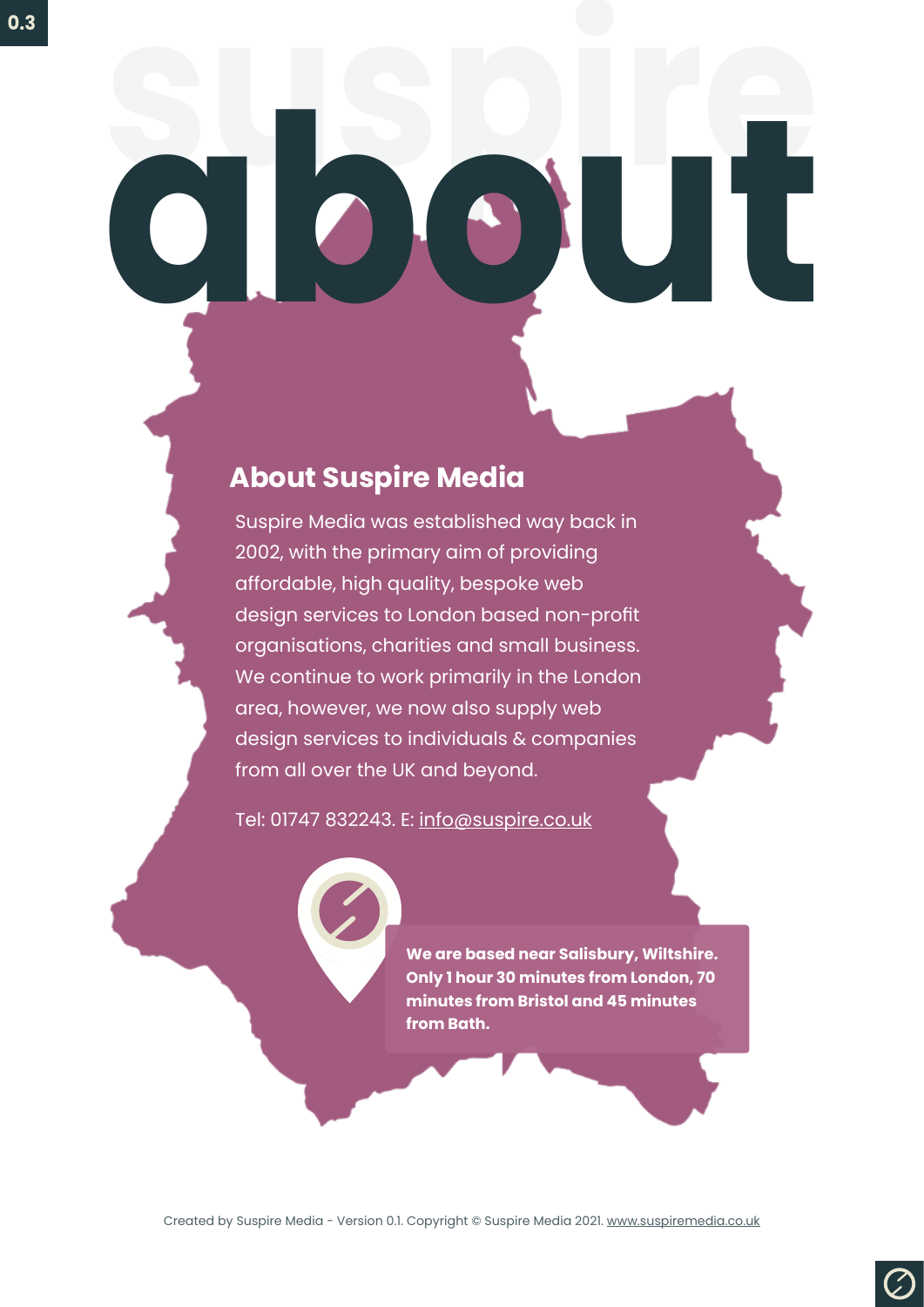# about

## About Suspire Media

Suspire Media was established way back in 2002, with the primary aim of providing affordable, high quality, bespoke web design services to London based non-profit organisations, charities and small business. We continue to work primarily in the London area, however, we now also supply web design services to individuals & companies from all over the UK and beyond.

Tel: 01747 832243. E: info@suspire.co.uk

**We are based near Salisbury, Wiltshire. Only 1 hour 30 minutes from London, 70 minutes from Bristol and 45 minutes from Bath.**

Created by Suspire Media - Version 0.1. Copyright © Suspire Media 2021. www.suspiremedia.co.uk